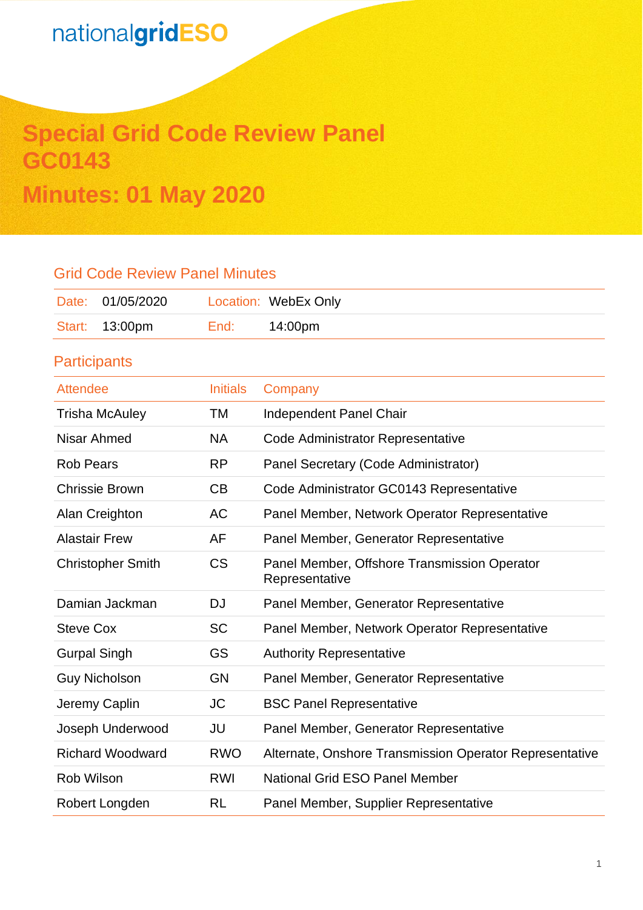nationalgridESO

# Special Grid Code Review Panel GC0143

# Minutes: 01 May 2020

## Grid Code Review Panel Minutes

| Date: | 01/05/2020 | Location: | WebEx Only |
|---|---|---|---|
| Start: | 13:00pm | End: | 14:00pm |

## Participants

| Attendee | Initials | Company |
|---|---|---|
| Trisha McAuley | TM | Independent Panel Chair |
| Nisar Ahmed | NA | Code Administrator Representative |
| Rob Pears | RP | Panel Secretary (Code Administrator) |
| Chrissie Brown | CB | Code Administrator GC0143 Representative |
| Alan Creighton | AC | Panel Member, Network Operator Representative |
| Alastair Frew | AF | Panel Member, Generator Representative |
| Christopher Smith | CS | Panel Member, Offshore Transmission Operator Representative |
| Damian Jackman | DJ | Panel Member, Generator Representative |
| Steve Cox | SC | Panel Member, Network Operator Representative |
| Gurpal Singh | GS | Authority Representative |
| Guy Nicholson | GN | Panel Member, Generator Representative |
| Jeremy Caplin | JC | BSC Panel Representative |
| Joseph Underwood | JU | Panel Member, Generator Representative |
| Richard Woodward | RWO | Alternate, Onshore Transmission Operator Representative |
| Rob Wilson | RWI | National Grid ESO Panel Member |
| Robert Longden | RL | Panel Member, Supplier Representative |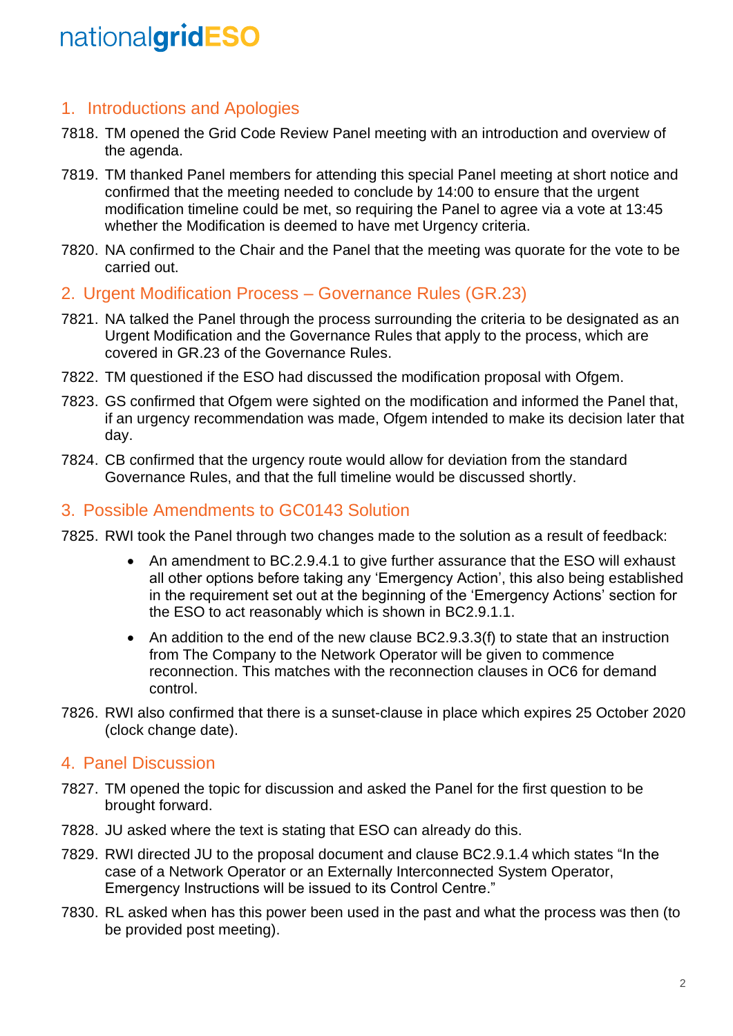## 1. Introductions and Apologies

7818. TM opened the Grid Code Review Panel meeting with an introduction and overview of the agenda.

7819. TM thanked Panel members for attending this special Panel meeting at short notice and confirmed that the meeting needed to conclude by 14:00 to ensure that the urgent modification timeline could be met, so requiring the Panel to agree via a vote at 13:45 whether the Modification is deemed to have met Urgency criteria.

7820. NA confirmed to the Chair and the Panel that the meeting was quorate for the vote to be carried out.

## 2. Urgent Modification Process – Governance Rules (GR.23)

7821. NA talked the Panel through the process surrounding the criteria to be designated as an Urgent Modification and the Governance Rules that apply to the process, which are covered in GR.23 of the Governance Rules.

7822. TM questioned if the ESO had discussed the modification proposal with Ofgem.

7823. GS confirmed that Ofgem were sighted on the modification and informed the Panel that, if an urgency recommendation was made, Ofgem intended to make its decision later that day.

7824. CB confirmed that the urgency route would allow for deviation from the standard Governance Rules, and that the full timeline would be discussed shortly.

## 3. Possible Amendments to GC0143 Solution

7825. RWI took the Panel through two changes made to the solution as a result of feedback:

- An amendment to BC.2.9.4.1 to give further assurance that the ESO will exhaust all other options before taking any 'Emergency Action', this also being established in the requirement set out at the beginning of the 'Emergency Actions' section for the ESO to act reasonably which is shown in BC2.9.1.1.
- An addition to the end of the new clause BC2.9.3.3(f) to state that an instruction from The Company to the Network Operator will be given to commence reconnection. This matches with the reconnection clauses in OC6 for demand control.

7826. RWI also confirmed that there is a sunset-clause in place which expires 25 October 2020 (clock change date).

## 4. Panel Discussion

7827. TM opened the topic for discussion and asked the Panel for the first question to be brought forward.

7828. JU asked where the text is stating that ESO can already do this.

7829. RWI directed JU to the proposal document and clause BC2.9.1.4 which states "In the case of a Network Operator or an Externally Interconnected System Operator, Emergency Instructions will be issued to its Control Centre."

7830. RL asked when has this power been used in the past and what the process was then (to be provided post meeting).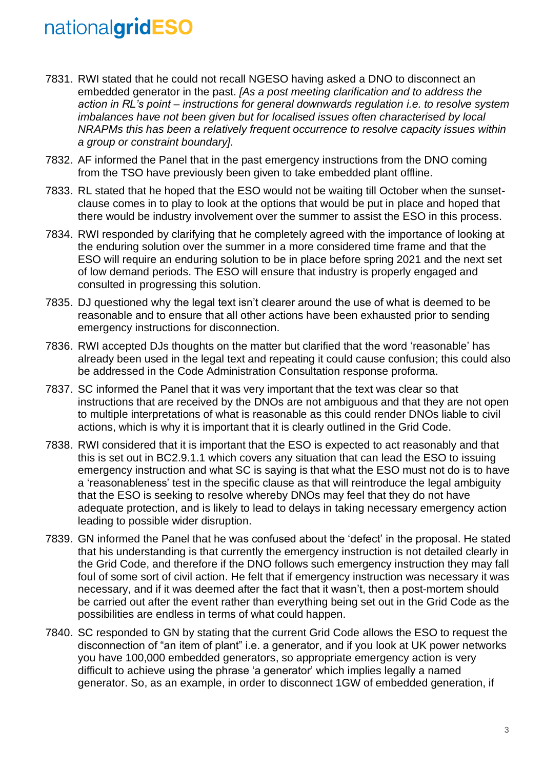7831. RWI stated that he could not recall NGESO having asked a DNO to disconnect an embedded generator in the past. *[As a post meeting clarification and to address the action in RL's point – instructions for general downwards regulation i.e. to resolve system imbalances have not been given but for localised issues often characterised by local NRAPMs this has been a relatively frequent occurrence to resolve capacity issues within a group or constraint boundary].*

7832. AF informed the Panel that in the past emergency instructions from the DNO coming from the TSO have previously been given to take embedded plant offline.

7833. RL stated that he hoped that the ESO would not be waiting till October when the sunset-clause comes in to play to look at the options that would be put in place and hoped that there would be industry involvement over the summer to assist the ESO in this process.

7834. RWI responded by clarifying that he completely agreed with the importance of looking at the enduring solution over the summer in a more considered time frame and that the ESO will require an enduring solution to be in place before spring 2021 and the next set of low demand periods. The ESO will ensure that industry is properly engaged and consulted in progressing this solution.

7835. DJ questioned why the legal text isn't clearer around the use of what is deemed to be reasonable and to ensure that all other actions have been exhausted prior to sending emergency instructions for disconnection.

7836. RWI accepted DJs thoughts on the matter but clarified that the word 'reasonable' has already been used in the legal text and repeating it could cause confusion; this could also be addressed in the Code Administration Consultation response proforma.

7837. SC informed the Panel that it was very important that the text was clear so that instructions that are received by the DNOs are not ambiguous and that they are not open to multiple interpretations of what is reasonable as this could render DNOs liable to civil actions, which is why it is important that it is clearly outlined in the Grid Code.

7838. RWI considered that it is important that the ESO is expected to act reasonably and that this is set out in BC2.9.1.1 which covers any situation that can lead the ESO to issuing emergency instruction and what SC is saying is that what the ESO must not do is to have a 'reasonableness' test in the specific clause as that will reintroduce the legal ambiguity that the ESO is seeking to resolve whereby DNOs may feel that they do not have adequate protection, and is likely to lead to delays in taking necessary emergency action leading to possible wider disruption.

7839. GN informed the Panel that he was confused about the 'defect' in the proposal. He stated that his understanding is that currently the emergency instruction is not detailed clearly in the Grid Code, and therefore if the DNO follows such emergency instruction they may fall foul of some sort of civil action. He felt that if emergency instruction was necessary it was necessary, and if it was deemed after the fact that it wasn't, then a post-mortem should be carried out after the event rather than everything being set out in the Grid Code as the possibilities are endless in terms of what could happen.

7840. SC responded to GN by stating that the current Grid Code allows the ESO to request the disconnection of "an item of plant" i.e. a generator, and if you look at UK power networks you have 100,000 embedded generators, so appropriate emergency action is very difficult to achieve using the phrase 'a generator' which implies legally a named generator. So, as an example, in order to disconnect 1GW of embedded generation, if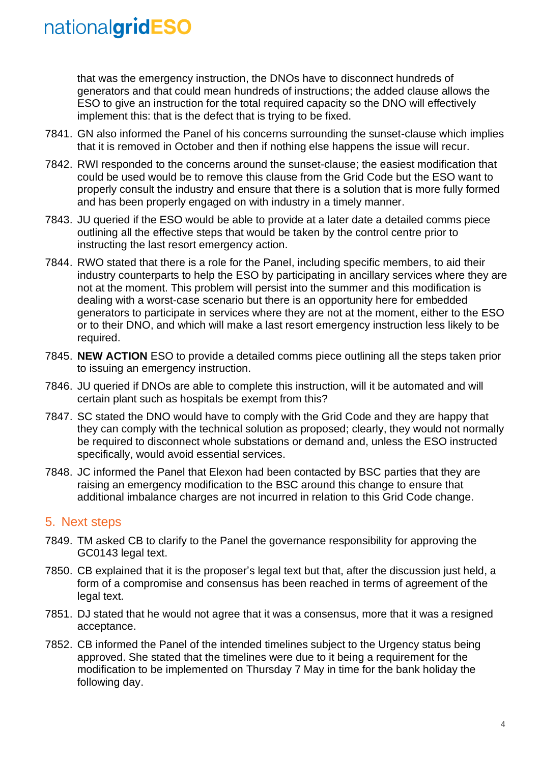that was the emergency instruction, the DNOs have to disconnect hundreds of generators and that could mean hundreds of instructions; the added clause allows the ESO to give an instruction for the total required capacity so the DNO will effectively implement this: that is the defect that is trying to be fixed.

7841. GN also informed the Panel of his concerns surrounding the sunset-clause which implies that it is removed in October and then if nothing else happens the issue will recur.

7842. RWI responded to the concerns around the sunset-clause; the easiest modification that could be used would be to remove this clause from the Grid Code but the ESO want to properly consult the industry and ensure that there is a solution that is more fully formed and has been properly engaged on with industry in a timely manner.

7843. JU queried if the ESO would be able to provide at a later date a detailed comms piece outlining all the effective steps that would be taken by the control centre prior to instructing the last resort emergency action.

7844. RWO stated that there is a role for the Panel, including specific members, to aid their industry counterparts to help the ESO by participating in ancillary services where they are not at the moment. This problem will persist into the summer and this modification is dealing with a worst-case scenario but there is an opportunity here for embedded generators to participate in services where they are not at the moment, either to the ESO or to their DNO, and which will make a last resort emergency instruction less likely to be required.

7845. **NEW ACTION** ESO to provide a detailed comms piece outlining all the steps taken prior to issuing an emergency instruction.

7846. JU queried if DNOs are able to complete this instruction, will it be automated and will certain plant such as hospitals be exempt from this?

7847. SC stated the DNO would have to comply with the Grid Code and they are happy that they can comply with the technical solution as proposed; clearly, they would not normally be required to disconnect whole substations or demand and, unless the ESO instructed specifically, would avoid essential services.

7848. JC informed the Panel that Elexon had been contacted by BSC parties that they are raising an emergency modification to the BSC around this change to ensure that additional imbalance charges are not incurred in relation to this Grid Code change.

## 5. Next steps

7849. TM asked CB to clarify to the Panel the governance responsibility for approving the GC0143 legal text.

7850. CB explained that it is the proposer's legal text but that, after the discussion just held, a form of a compromise and consensus has been reached in terms of agreement of the legal text.

7851. DJ stated that he would not agree that it was a consensus, more that it was a resigned acceptance.

7852. CB informed the Panel of the intended timelines subject to the Urgency status being approved. She stated that the timelines were due to it being a requirement for the modification to be implemented on Thursday 7 May in time for the bank holiday the following day.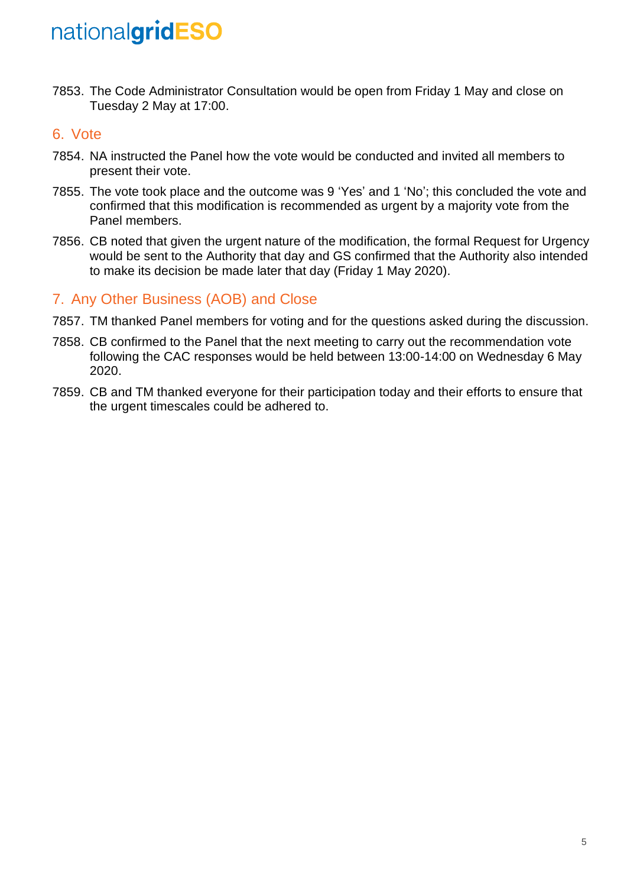7853. The Code Administrator Consultation would be open from Friday 1 May and close on Tuesday 2 May at 17:00.

## 6. Vote

7854. NA instructed the Panel how the vote would be conducted and invited all members to present their vote.

7855. The vote took place and the outcome was 9 'Yes' and 1 'No'; this concluded the vote and confirmed that this modification is recommended as urgent by a majority vote from the Panel members.

7856. CB noted that given the urgent nature of the modification, the formal Request for Urgency would be sent to the Authority that day and GS confirmed that the Authority also intended to make its decision be made later that day (Friday 1 May 2020).

## 7. Any Other Business (AOB) and Close

7857. TM thanked Panel members for voting and for the questions asked during the discussion.

7858. CB confirmed to the Panel that the next meeting to carry out the recommendation vote following the CAC responses would be held between 13:00-14:00 on Wednesday 6 May 2020.

7859. CB and TM thanked everyone for their participation today and their efforts to ensure that the urgent timescales could be adhered to.